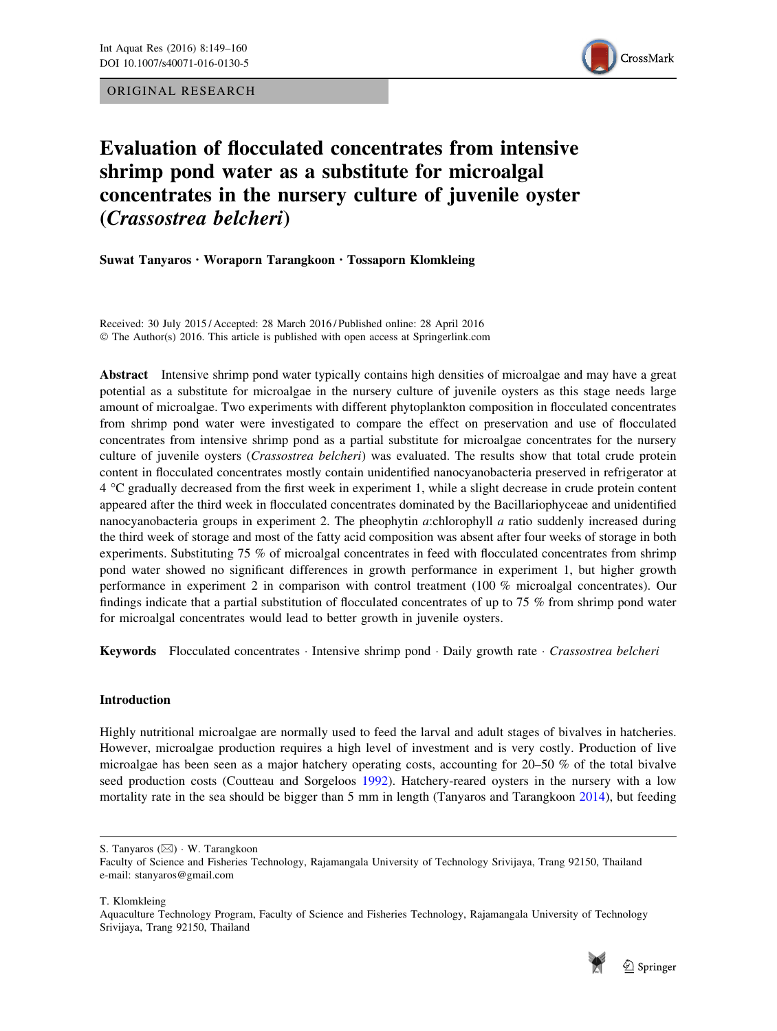ORIGINAL RESEARCH

# Evaluation of flocculated concentrates from intensive shrimp pond water as a substitute for microalgal concentrates in the nursery culture of juvenile oyster (*Crassostrea belcheri*)

**Suwat Tanyaros · Woraporn Tarangkoon · Tossaporn Klomkleing**

Received: 30 July 2015 / Accepted: 28 March 2016 / Published online: 28 April 2016
© The Author(s) 2016. This article is published with open access at Springerlink.com

**Abstract** Intensive shrimp pond water typically contains high densities of microalgae and may have a great potential as a substitute for microalgae in the nursery culture of juvenile oysters as this stage needs large amount of microalgae. Two experiments with different phytoplankton composition in flocculated concentrates from shrimp pond water were investigated to compare the effect on preservation and use of flocculated concentrates from intensive shrimp pond as a partial substitute for microalgae concentrates for the nursery culture of juvenile oysters (*Crassostrea belcheri*) was evaluated. The results show that total crude protein content in flocculated concentrates mostly contain unidentified nanocyanobacteria preserved in refrigerator at 4 °C gradually decreased from the first week in experiment 1, while a slight decrease in crude protein content appeared after the third week in flocculated concentrates dominated by the Bacillariophyceae and unidentified nanocyanobacteria groups in experiment 2. The pheophytin *a*:chlorophyll *a* ratio suddenly increased during the third week of storage and most of the fatty acid composition was absent after four weeks of storage in both experiments. Substituting 75 % of microalgal concentrates in feed with flocculated concentrates from shrimp pond water showed no significant differences in growth performance in experiment 1, but higher growth performance in experiment 2 in comparison with control treatment (100 % microalgal concentrates). Our findings indicate that a partial substitution of flocculated concentrates of up to 75 % from shrimp pond water for microalgal concentrates would lead to better growth in juvenile oysters.

**Keywords** Flocculated concentrates · Intensive shrimp pond · Daily growth rate · *Crassostrea belcheri*

## Introduction

Highly nutritional microalgae are normally used to feed the larval and adult stages of bivalves in hatcheries. However, microalgae production requires a high level of investment and is very costly. Production of live microalgae has been seen as a major hatchery operating costs, accounting for 20–50 % of the total bivalve seed production costs (Coutteau and Sorgeloos 1992). Hatchery-reared oysters in the nursery with a low mortality rate in the sea should be bigger than 5 mm in length (Tanyaros and Tarangkoon 2014), but feeding

---

S. Tanyaros (✉) · W. Tarangkoon
Faculty of Science and Fisheries Technology, Rajamangala University of Technology Srivijaya, Trang 92150, Thailand
e-mail: stanyaros@gmail.com

T. Klomkleing
Aquaculture Technology Program, Faculty of Science and Fisheries Technology, Rajamangala University of Technology Srivijaya, Trang 92150, Thailand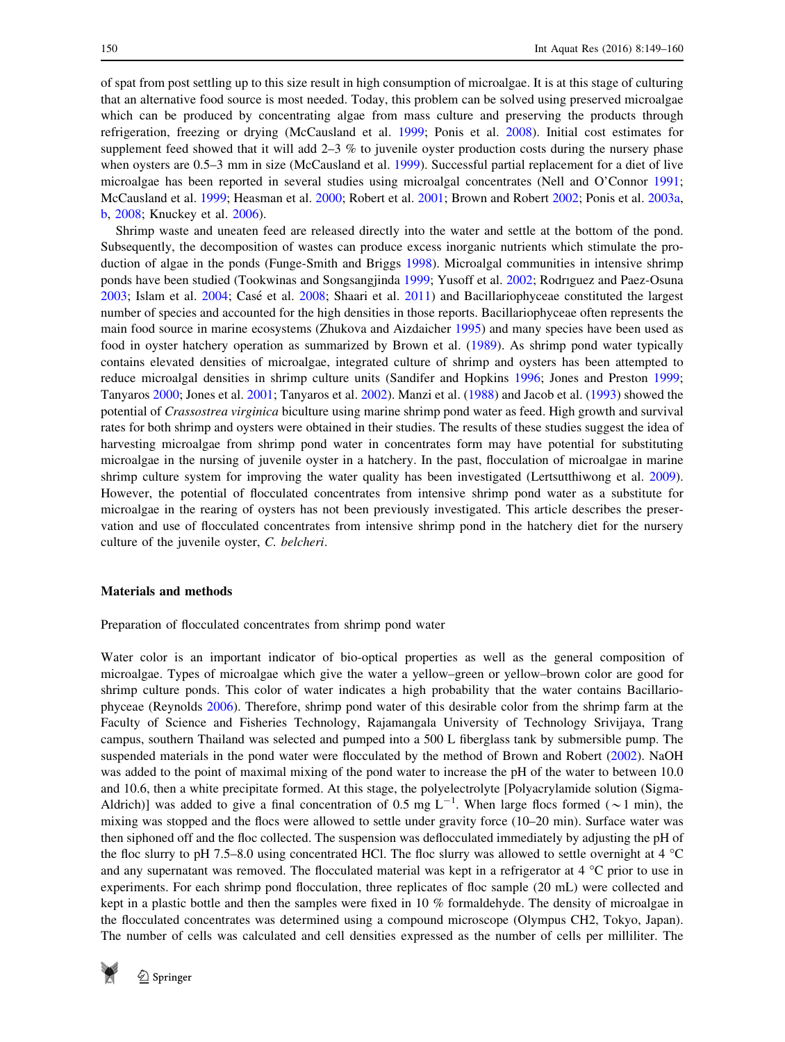of spat from post settling up to this size result in high consumption of microalgae. It is at this stage of culturing that an alternative food source is most needed. Today, this problem can be solved using preserved microalgae which can be produced by concentrating algae from mass culture and preserving the products through refrigeration, freezing or drying (McCausland et al. 1999; Ponis et al. 2008). Initial cost estimates for supplement feed showed that it will add 2–3 % to juvenile oyster production costs during the nursery phase when oysters are 0.5–3 mm in size (McCausland et al. 1999). Successful partial replacement for a diet of live microalgae has been reported in several studies using microalgal concentrates (Nell and O'Connor 1991; McCausland et al. 1999; Heasman et al. 2000; Robert et al. 2001; Brown and Robert 2002; Ponis et al. 2003a, b, 2008; Knuckey et al. 2006).

Shrimp waste and uneaten feed are released directly into the water and settle at the bottom of the pond. Subsequently, the decomposition of wastes can produce excess inorganic nutrients which stimulate the production of algae in the ponds (Funge-Smith and Briggs 1998). Microalgal communities in intensive shrimp ponds have been studied (Tookwinas and Songsangjinda 1999; Yusoff et al. 2002; Rodrıguez and Paez-Osuna 2003; Islam et al. 2004; Casé et al. 2008; Shaari et al. 2011) and Bacillariophyceae constituted the largest number of species and accounted for the high densities in those reports. Bacillariophyceae often represents the main food source in marine ecosystems (Zhukova and Aizdaicher 1995) and many species have been used as food in oyster hatchery operation as summarized by Brown et al. (1989). As shrimp pond water typically contains elevated densities of microalgae, integrated culture of shrimp and oysters has been attempted to reduce microalgal densities in shrimp culture units (Sandifer and Hopkins 1996; Jones and Preston 1999; Tanyaros 2000; Jones et al. 2001; Tanyaros et al. 2002). Manzi et al. (1988) and Jacob et al. (1993) showed the potential of *Crassostrea virginica* biculture using marine shrimp pond water as feed. High growth and survival rates for both shrimp and oysters were obtained in their studies. The results of these studies suggest the idea of harvesting microalgae from shrimp pond water in concentrates form may have potential for substituting microalgae in the nursing of juvenile oyster in a hatchery. In the past, flocculation of microalgae in marine shrimp culture system for improving the water quality has been investigated (Lertsutthiwong et al. 2009). However, the potential of flocculated concentrates from intensive shrimp pond water as a substitute for microalgae in the rearing of oysters has not been previously investigated. This article describes the preservation and use of flocculated concentrates from intensive shrimp pond in the hatchery diet for the nursery culture of the juvenile oyster, *C. belcheri*.

## Materials and methods

### Preparation of flocculated concentrates from shrimp pond water

Water color is an important indicator of bio-optical properties as well as the general composition of microalgae. Types of microalgae which give the water a yellow–green or yellow–brown color are good for shrimp culture ponds. This color of water indicates a high probability that the water contains Bacillariophyceae (Reynolds 2006). Therefore, shrimp pond water of this desirable color from the shrimp farm at the Faculty of Science and Fisheries Technology, Rajamangala University of Technology Srivijaya, Trang campus, southern Thailand was selected and pumped into a 500 L fiberglass tank by submersible pump. The suspended materials in the pond water were flocculated by the method of Brown and Robert (2002). NaOH was added to the point of maximal mixing of the pond water to increase the pH of the water to between 10.0 and 10.6, then a white precipitate formed. At this stage, the polyelectrolyte [Polyacrylamide solution (Sigma-Aldrich)] was added to give a final concentration of 0.5 mg $L^{-1}$. When large flocs formed ($\sim$1 min), the mixing was stopped and the flocs were allowed to settle under gravity force (10–20 min). Surface water was then siphoned off and the floc collected. The suspension was deflocculated immediately by adjusting the pH of the floc slurry to pH 7.5–8.0 using concentrated HCl. The floc slurry was allowed to settle overnight at 4 °C and any supernatant was removed. The flocculated material was kept in a refrigerator at 4 °C prior to use in experiments. For each shrimp pond flocculation, three replicates of floc sample (20 mL) were collected and kept in a plastic bottle and then the samples were fixed in 10 % formaldehyde. The density of microalgae in the flocculated concentrates was determined using a compound microscope (Olympus CH2, Tokyo, Japan). The number of cells was calculated and cell densities expressed as the number of cells per milliliter. The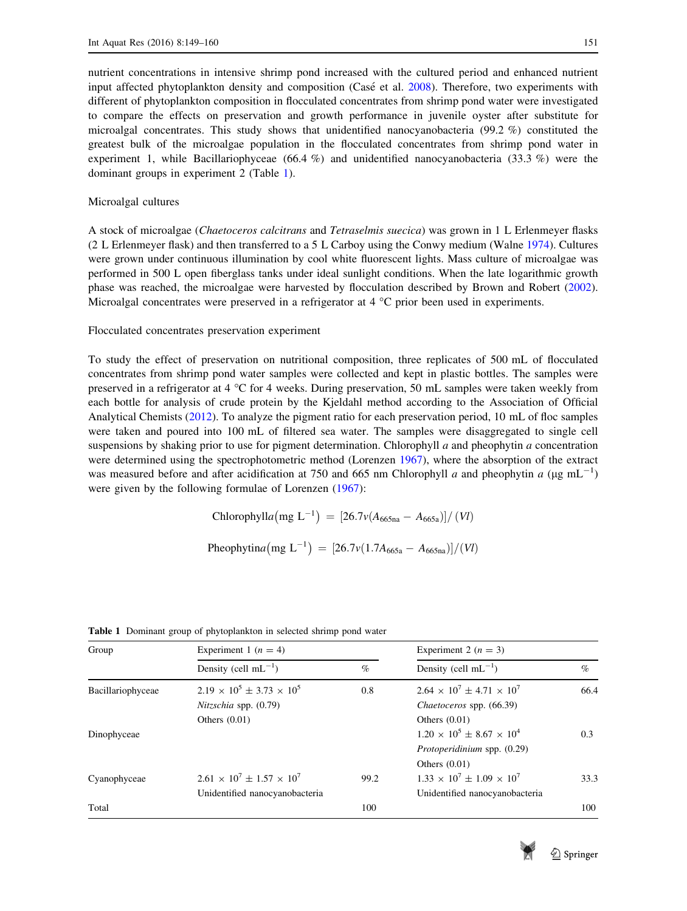nutrient concentrations in intensive shrimp pond increased with the cultured period and enhanced nutrient input affected phytoplankton density and composition (Casé et al. 2008). Therefore, two experiments with different of phytoplankton composition in flocculated concentrates from shrimp pond water were investigated to compare the effects on preservation and growth performance in juvenile oyster after substitute for microalgal concentrates. This study shows that unidentified nanocyanobacteria (99.2 %) constituted the greatest bulk of the microalgae population in the flocculated concentrates from shrimp pond water in experiment 1, while Bacillariophyceae (66.4 %) and unidentified nanocyanobacteria (33.3 %) were the dominant groups in experiment 2 (Table 1).

### Microalgal cultures

A stock of microalgae (*Chaetoceros calcitrans* and *Tetraselmis suecica*) was grown in 1 L Erlenmeyer flasks (2 L Erlenmeyer flask) and then transferred to a 5 L Carboy using the Conwy medium (Walne 1974). Cultures were grown under continuous illumination by cool white fluorescent lights. Mass culture of microalgae was performed in 500 L open fiberglass tanks under ideal sunlight conditions. When the late logarithmic growth phase was reached, the microalgae were harvested by flocculation described by Brown and Robert (2002). Microalgal concentrates were preserved in a refrigerator at 4 °C prior been used in experiments.

### Flocculated concentrates preservation experiment

To study the effect of preservation on nutritional composition, three replicates of 500 mL of flocculated concentrates from shrimp pond water samples were collected and kept in plastic bottles. The samples were preserved in a refrigerator at 4 °C for 4 weeks. During preservation, 50 mL samples were taken weekly from each bottle for analysis of crude protein by the Kjeldahl method according to the Association of Official Analytical Chemists (2012). To analyze the pigment ratio for each preservation period, 10 mL of floc samples were taken and poured into 100 mL of filtered sea water. The samples were disaggregated to single cell suspensions by shaking prior to use for pigment determination. Chlorophyll *a* and pheophytin *a* concentration were determined using the spectrophotometric method (Lorenzen 1967), where the absorption of the extract was measured before and after acidification at 750 and 665 nm Chlorophyll *a* and pheophytin *a* (μg mL$^{-1}$) were given by the following formulae of Lorenzen (1967):

$$\text{Chlorophyll}a\left(\text{mg L}^{-1}\right) = [26.7v(A_{665\text{na}} - A_{665\text{a}})]/(Vl)$$

$$\text{Pheophytin}a\left(\text{mg L}^{-1}\right) = [26.7v(1.7A_{665\text{a}} - A_{665\text{na}})]/(Vl)$$

**Table 1** Dominant group of phytoplankton in selected shrimp pond water

| Group | Experiment 1 ($n = 4$) | | Experiment 2 ($n = 3$) | |
|---|---|---|---|---|
| | Density (cell mL$^{-1}$) | % | Density (cell mL$^{-1}$) | % |
| Bacillariophyceae | $2.19 \times 10^5 \pm 3.73 \times 10^5$ | 0.8 | $2.64 \times 10^7 \pm 4.71 \times 10^7$ | 66.4 |
| | *Nitzschia* spp. (0.79) | | *Chaetoceros* spp. (66.39) | |
| | Others (0.01) | | Others (0.01) | |
| Dinophyceae | | | $1.20 \times 10^5 \pm 8.67 \times 10^4$ | 0.3 |
| | | | *Protoperidinium* spp. (0.29) | |
| | | | Others (0.01) | |
| Cyanophyceae | $2.61 \times 10^7 \pm 1.57 \times 10^7$ | 99.2 | $1.33 \times 10^7 \pm 1.09 \times 10^7$ | 33.3 |
| | Unidentified nanocyanobacteria | | Unidentified nanocyanobacteria | |
| Total | | 100 | | 100 |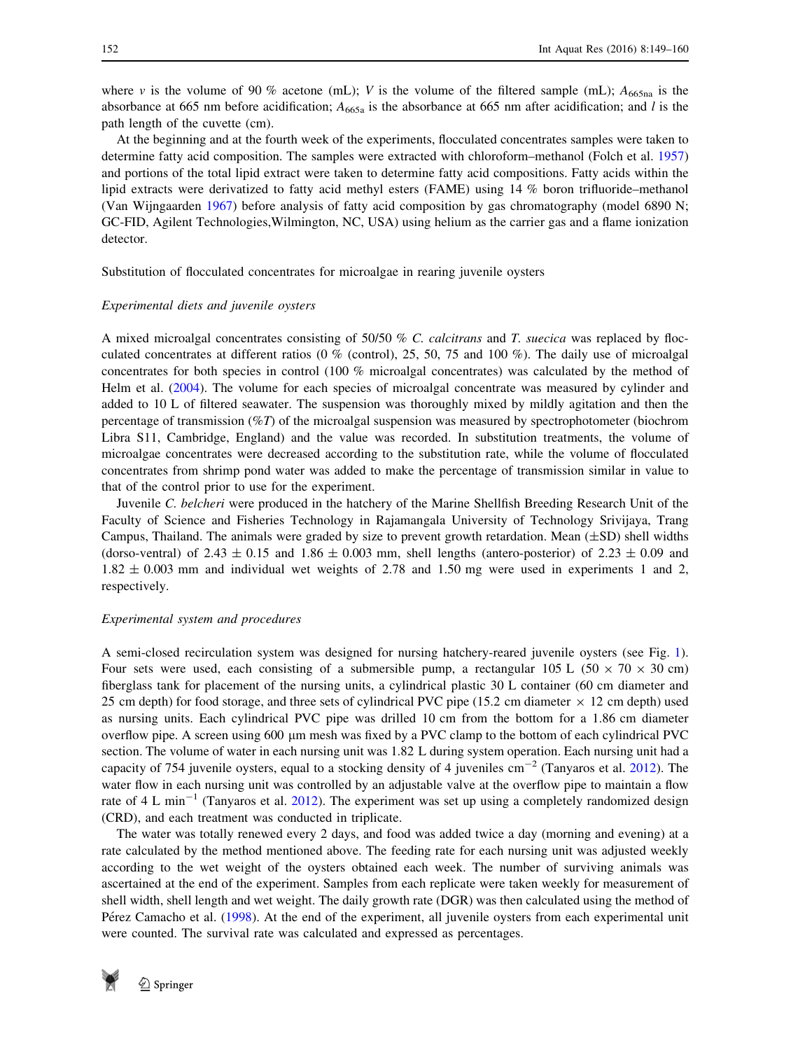where $v$ is the volume of 90 % acetone (mL); $V$ is the volume of the filtered sample (mL); $A_{665na}$ is the absorbance at 665 nm before acidification; $A_{665a}$ is the absorbance at 665 nm after acidification; and $l$ is the path length of the cuvette (cm).

At the beginning and at the fourth week of the experiments, flocculated concentrates samples were taken to determine fatty acid composition. The samples were extracted with chloroform–methanol (Folch et al. 1957) and portions of the total lipid extract were taken to determine fatty acid compositions. Fatty acids within the lipid extracts were derivatized to fatty acid methyl esters (FAME) using 14 % boron trifluoride–methanol (Van Wijngaarden 1967) before analysis of fatty acid composition by gas chromatography (model 6890 N; GC-FID, Agilent Technologies,Wilmington, NC, USA) using helium as the carrier gas and a flame ionization detector.

## Substitution of flocculated concentrates for microalgae in rearing juvenile oysters

### *Experimental diets and juvenile oysters*

A mixed microalgal concentrates consisting of 50/50 % *C. calcitrans* and *T. suecica* was replaced by flocculated concentrates at different ratios (0 % (control), 25, 50, 75 and 100 %). The daily use of microalgal concentrates for both species in control (100 % microalgal concentrates) was calculated by the method of Helm et al. (2004). The volume for each species of microalgal concentrate was measured by cylinder and added to 10 L of filtered seawater. The suspension was thoroughly mixed by mildly agitation and then the percentage of transmission (%*T*) of the microalgal suspension was measured by spectrophotometer (biochrom Libra S11, Cambridge, England) and the value was recorded. In substitution treatments, the volume of microalgae concentrates were decreased according to the substitution rate, while the volume of flocculated concentrates from shrimp pond water was added to make the percentage of transmission similar in value to that of the control prior to use for the experiment.

Juvenile *C. belcheri* were produced in the hatchery of the Marine Shellfish Breeding Research Unit of the Faculty of Science and Fisheries Technology in Rajamangala University of Technology Srivijaya, Trang Campus, Thailand. The animals were graded by size to prevent growth retardation. Mean (±SD) shell widths (dorso-ventral) of 2.43 ± 0.15 and 1.86 ± 0.003 mm, shell lengths (antero-posterior) of 2.23 ± 0.09 and 1.82 ± 0.003 mm and individual wet weights of 2.78 and 1.50 mg were used in experiments 1 and 2, respectively.

### *Experimental system and procedures*

A semi-closed recirculation system was designed for nursing hatchery-reared juvenile oysters (see Fig. 1). Four sets were used, each consisting of a submersible pump, a rectangular 105 L (50 × 70 × 30 cm) fiberglass tank for placement of the nursing units, a cylindrical plastic 30 L container (60 cm diameter and 25 cm depth) for food storage, and three sets of cylindrical PVC pipe (15.2 cm diameter × 12 cm depth) used as nursing units. Each cylindrical PVC pipe was drilled 10 cm from the bottom for a 1.86 cm diameter overflow pipe. A screen using 600 μm mesh was fixed by a PVC clamp to the bottom of each cylindrical PVC section. The volume of water in each nursing unit was 1.82 L during system operation. Each nursing unit had a capacity of 754 juvenile oysters, equal to a stocking density of 4 juveniles $cm^{-2}$ (Tanyaros et al. 2012). The water flow in each nursing unit was controlled by an adjustable valve at the overflow pipe to maintain a flow rate of 4 L $min^{-1}$ (Tanyaros et al. 2012). The experiment was set up using a completely randomized design (CRD), and each treatment was conducted in triplicate.

The water was totally renewed every 2 days, and food was added twice a day (morning and evening) at a rate calculated by the method mentioned above. The feeding rate for each nursing unit was adjusted weekly according to the wet weight of the oysters obtained each week. The number of surviving animals was ascertained at the end of the experiment. Samples from each replicate were taken weekly for measurement of shell width, shell length and wet weight. The daily growth rate (DGR) was then calculated using the method of Pérez Camacho et al. (1998). At the end of the experiment, all juvenile oysters from each experimental unit were counted. The survival rate was calculated and expressed as percentages.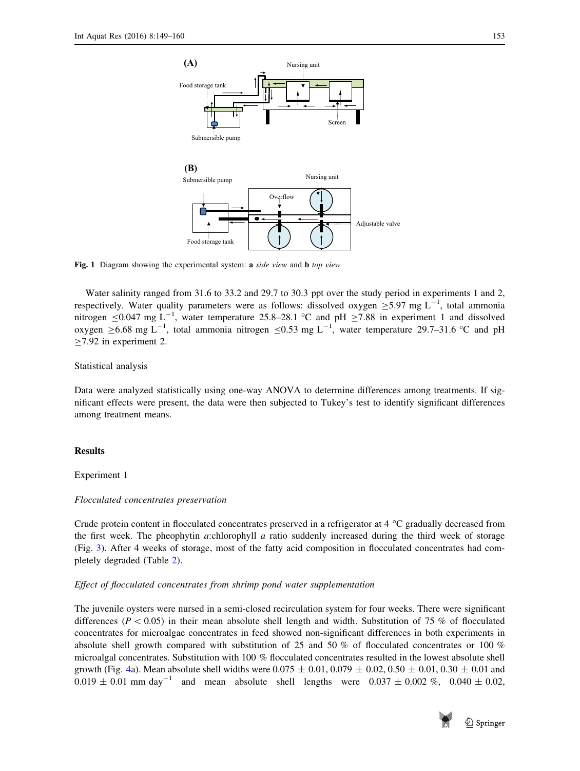Fig. 1 Diagram showing the experimental system: **a** *side view* and **b** *top view*

Water salinity ranged from 31.6 to 33.2 and 29.7 to 30.3 ppt over the study period in experiments 1 and 2, respectively. Water quality parameters were as follows: dissolved oxygen $\geq$5.97 mg $L^{-1}$, total ammonia nitrogen $\leq$0.047 mg $L^{-1}$, water temperature 25.8–28.1 °C and pH $\geq$7.88 in experiment 1 and dissolved oxygen $\geq$6.68 mg $L^{-1}$, total ammonia nitrogen $\leq$0.53 mg $L^{-1}$, water temperature 29.7–31.6 °C and pH $\geq$7.92 in experiment 2.

Statistical analysis

Data were analyzed statistically using one-way ANOVA to determine differences among treatments. If significant effects were present, the data were then subjected to Tukey's test to identify significant differences among treatment means.

## Results

Experiment 1

*Flocculated concentrates preservation*

Crude protein content in flocculated concentrates preserved in a refrigerator at 4 °C gradually decreased from the first week. The pheophytin *a*:chlorophyll *a* ratio suddenly increased during the third week of storage (Fig. 3). After 4 weeks of storage, most of the fatty acid composition in flocculated concentrates had completely degraded (Table 2).

*Effect of flocculated concentrates from shrimp pond water supplementation*

The juvenile oysters were nursed in a semi-closed recirculation system for four weeks. There were significant differences ($P < 0.05$) in their mean absolute shell length and width. Substitution of 75 % of flocculated concentrates for microalgae concentrates in feed showed non-significant differences in both experiments in absolute shell growth compared with substitution of 25 and 50 % of flocculated concentrates or 100 % microalgal concentrates. Substitution with 100 % flocculated concentrates resulted in the lowest absolute shell growth (Fig. 4a). Mean absolute shell widths were 0.075 ± 0.01, 0.079 ± 0.02, 0.50 ± 0.01, 0.30 ± 0.01 and 0.019 ± 0.01 mm $day^{-1}$ and mean absolute shell lengths were 0.037 ± 0.002 %, 0.040 ± 0.02,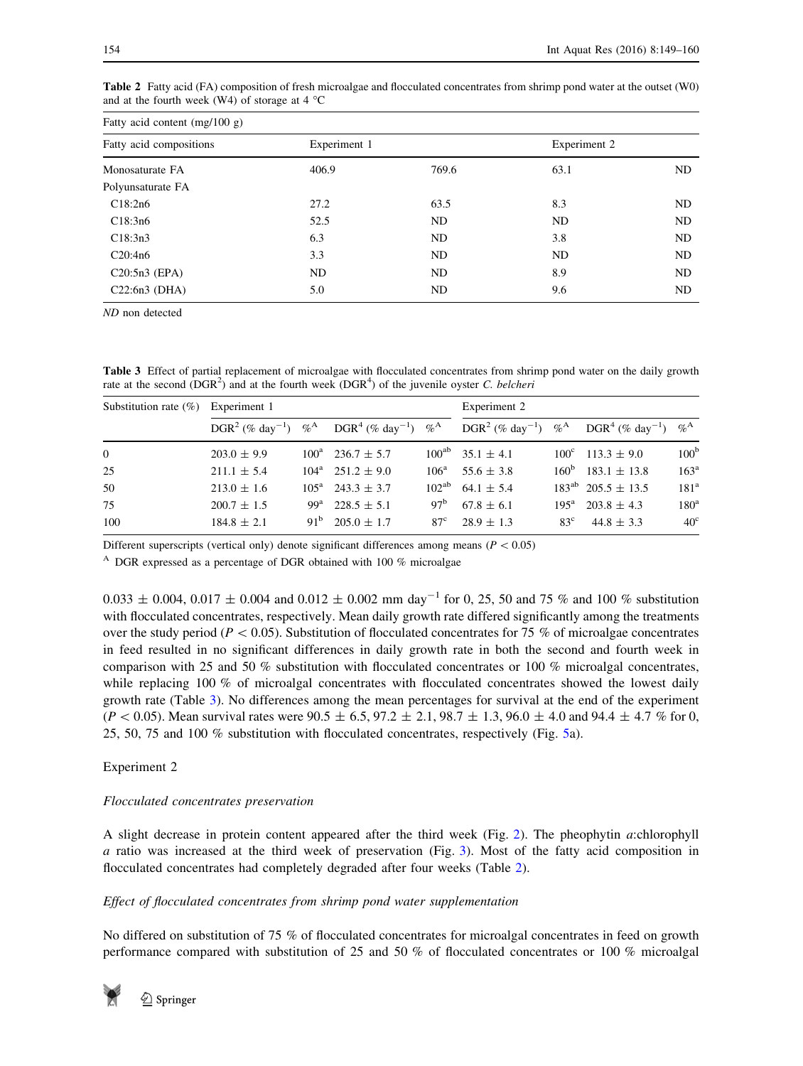**Table 2** Fatty acid (FA) composition of fresh microalgae and flocculated concentrates from shrimp pond water at the outset (W0) and at the fourth week (W4) of storage at 4 °C

| Fatty acid content (mg/100 g) | | | | |
|---|---|---|---|---|
| Fatty acid compositions | Experiment 1 | | Experiment 2 | |
| Monosaturate FA | 406.9 | 769.6 | 63.1 | ND |
| Polyunsaturate FA | | | | |
| C18:2n6 | 27.2 | 63.5 | 8.3 | ND |
| C18:3n6 | 52.5 | ND | ND | ND |
| C18:3n3 | 6.3 | ND | 3.8 | ND |
| C20:4n6 | 3.3 | ND | ND | ND |
| C20:5n3 (EPA) | ND | ND | 8.9 | ND |
| C22:6n3 (DHA) | 5.0 | ND | 9.6 | ND |

*ND* non detected

**Table 3** Effect of partial replacement of microalgae with flocculated concentrates from shrimp pond water on the daily growth rate at the second ($DGR^2$) and at the fourth week ($DGR^4$) of the juvenile oyster *C. belcheri*

| Substitution rate (%) | Experiment 1 | | | | Experiment 2 | | | |
|---|---|---|---|---|---|---|---|---|
| | $DGR^2$ (% $day^{-1}$) | %[A] | $DGR^4$ (% $day^{-1}$) | %[A] | $DGR^2$ (% $day^{-1}$) | %[A] | $DGR^4$ (% $day^{-1}$) | %[A] |
| 0 | 203.0 ± 9.9 | 100[a] | 236.7 ± 5.7 | 100[ab] | 35.1 ± 4.1 | 100[c] | 113.3 ± 9.0 | 100[b] |
| 25 | 211.1 ± 5.4 | 104[a] | 251.2 ± 9.0 | 106[a] | 55.6 ± 3.8 | 160[b] | 183.1 ± 13.8 | 163[a] |
| 50 | 213.0 ± 1.6 | 105[a] | 243.3 ± 3.7 | 102[ab] | 64.1 ± 5.4 | 183[ab] | 205.5 ± 13.5 | 181[a] |
| 75 | 200.7 ± 1.5 | 99[a] | 228.5 ± 5.1 | 97[b] | 67.8 ± 6.1 | 195[a] | 203.8 ± 4.3 | 180[a] |
| 100 | 184.8 ± 2.1 | 91[b] | 205.0 ± 1.7 | 87[c] | 28.9 ± 1.3 | 83[c] | 44.8 ± 3.3 | 40[c] |

Different superscripts (vertical only) denote significant differences among means ($P < 0.05$)

[A] DGR expressed as a percentage of DGR obtained with 100 % microalgae

0.033 ± 0.004, 0.017 ± 0.004 and 0.012 ± 0.002 mm $day^{-1}$ for 0, 25, 50 and 75 % and 100 % substitution with flocculated concentrates, respectively. Mean daily growth rate differed significantly among the treatments over the study period ($P < 0.05$). Substitution of flocculated concentrates for 75 % of microalgae concentrates in feed resulted in no significant differences in daily growth rate in both the second and fourth week in comparison with 25 and 50 % substitution with flocculated concentrates or 100 % microalgal concentrates, while replacing 100 % of microalgal concentrates with flocculated concentrates showed the lowest daily growth rate (Table 3). No differences among the mean percentages for survival at the end of the experiment ($P < 0.05$). Mean survival rates were 90.5 ± 6.5, 97.2 ± 2.1, 98.7 ± 1.3, 96.0 ± 4.0 and 94.4 ± 4.7 % for 0, 25, 50, 75 and 100 % substitution with flocculated concentrates, respectively (Fig. 5a).

Experiment 2

*Flocculated concentrates preservation*

A slight decrease in protein content appeared after the third week (Fig. 2). The pheophytin *a*:chlorophyll *a* ratio was increased at the third week of preservation (Fig. 3). Most of the fatty acid composition in flocculated concentrates had completely degraded after four weeks (Table 2).

*Effect of flocculated concentrates from shrimp pond water supplementation*

No differed on substitution of 75 % of flocculated concentrates for microalgal concentrates in feed on growth performance compared with substitution of 25 and 50 % of flocculated concentrates or 100 % microalgal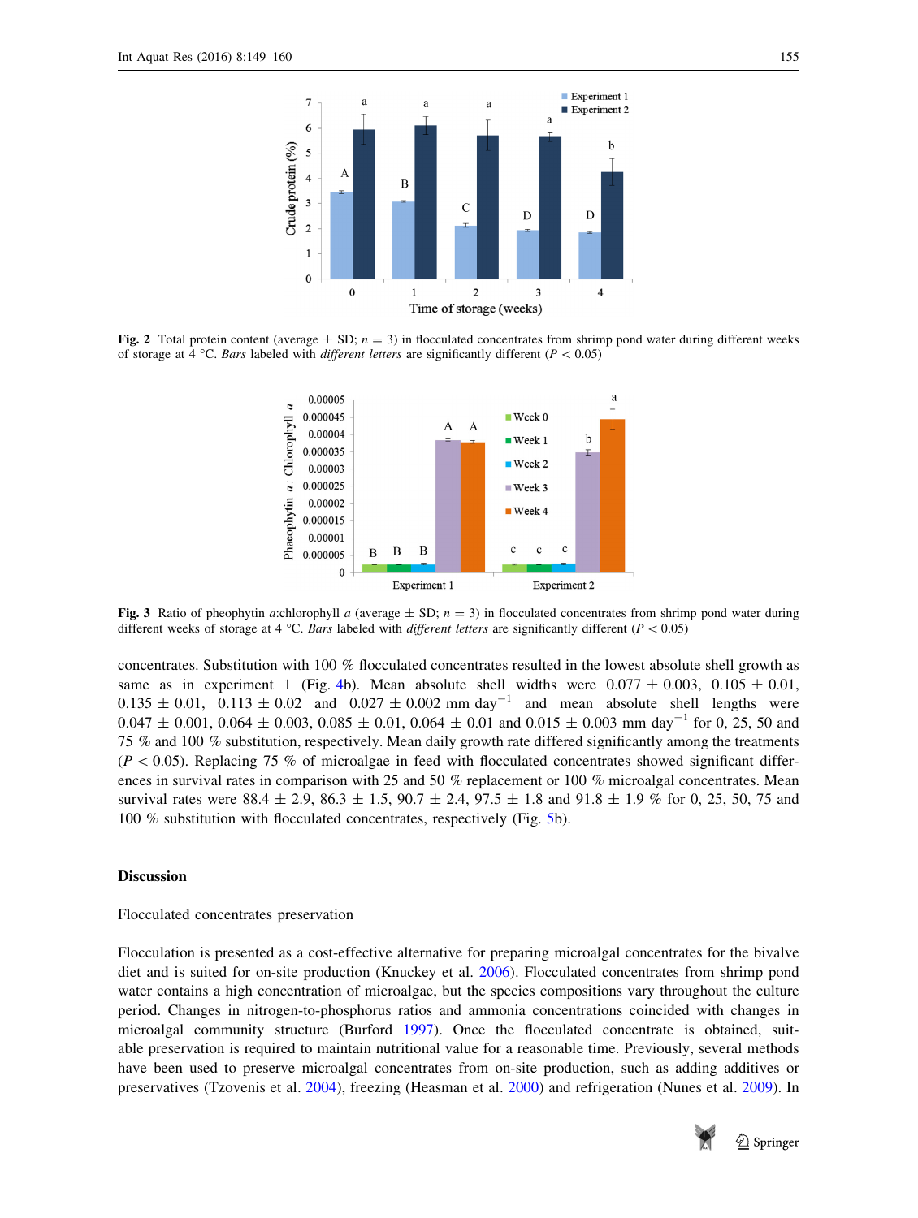**Fig. 2** Total protein content (average ± SD; $n = 3$) in flocculated concentrates from shrimp pond water during different weeks of storage at 4 °C. *Bars* labeled with *different letters* are significantly different ($P < 0.05$)

**Fig. 3** Ratio of pheophytin *a*:chlorophyll *a* (average ± SD; $n = 3$) in flocculated concentrates from shrimp pond water during different weeks of storage at 4 °C. *Bars* labeled with *different letters* are significantly different ($P < 0.05$)

concentrates. Substitution with 100 % flocculated concentrates resulted in the lowest absolute shell growth as same as in experiment 1 (Fig. 4b). Mean absolute shell widths were 0.077 ± 0.003, 0.105 ± 0.01, 0.135 ± 0.01, 0.113 ± 0.02 and 0.027 ± 0.002 mm day$^{-1}$ and mean absolute shell lengths were 0.047 ± 0.001, 0.064 ± 0.003, 0.085 ± 0.01, 0.064 ± 0.01 and 0.015 ± 0.003 mm day$^{-1}$ for 0, 25, 50 and 75 % and 100 % substitution, respectively. Mean daily growth rate differed significantly among the treatments ($P < 0.05$). Replacing 75 % of microalgae in feed with flocculated concentrates showed significant differences in survival rates in comparison with 25 and 50 % replacement or 100 % microalgal concentrates. Mean survival rates were 88.4 ± 2.9, 86.3 ± 1.5, 90.7 ± 2.4, 97.5 ± 1.8 and 91.8 ± 1.9 % for 0, 25, 50, 75 and 100 % substitution with flocculated concentrates, respectively (Fig. 5b).

## Discussion

### Flocculated concentrates preservation

Flocculation is presented as a cost-effective alternative for preparing microalgal concentrates for the bivalve diet and is suited for on-site production (Knuckey et al. 2006). Flocculated concentrates from shrimp pond water contains a high concentration of microalgae, but the species compositions vary throughout the culture period. Changes in nitrogen-to-phosphorus ratios and ammonia concentrations coincided with changes in microalgal community structure (Burford 1997). Once the flocculated concentrate is obtained, suitable preservation is required to maintain nutritional value for a reasonable time. Previously, several methods have been used to preserve microalgal concentrates from on-site production, such as adding additives or preservatives (Tzovenis et al. 2004), freezing (Heasman et al. 2000) and refrigeration (Nunes et al. 2009). In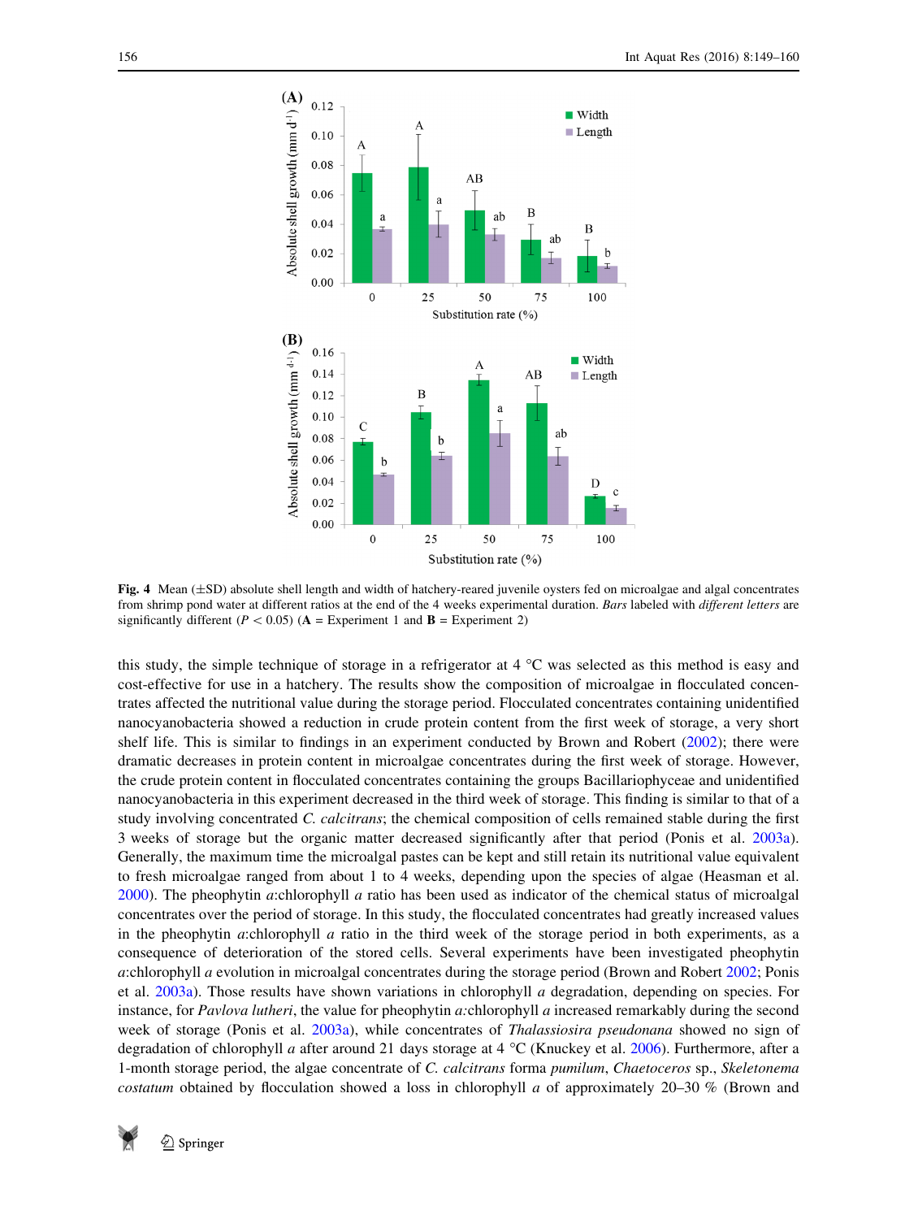Fig. 4 Mean (±SD) absolute shell length and width of hatchery-reared juvenile oysters fed on microalgae and algal concentrates from shrimp pond water at different ratios at the end of the 4 weeks experimental duration. *Bars* labeled with *different letters* are significantly different ($P < 0.05$) (**A** = Experiment 1 and **B** = Experiment 2)

this study, the simple technique of storage in a refrigerator at 4 °C was selected as this method is easy and cost-effective for use in a hatchery. The results show the composition of microalgae in flocculated concentrates affected the nutritional value during the storage period. Flocculated concentrates containing unidentified nanocyanobacteria showed a reduction in crude protein content from the first week of storage, a very short shelf life. This is similar to findings in an experiment conducted by Brown and Robert (2002); there were dramatic decreases in protein content in microalgae concentrates during the first week of storage. However, the crude protein content in flocculated concentrates containing the groups Bacillariophyceae and unidentified nanocyanobacteria in this experiment decreased in the third week of storage. This finding is similar to that of a study involving concentrated *C. calcitrans*; the chemical composition of cells remained stable during the first 3 weeks of storage but the organic matter decreased significantly after that period (Ponis et al. 2003a). Generally, the maximum time the microalgal pastes can be kept and still retain its nutritional value equivalent to fresh microalgae ranged from about 1 to 4 weeks, depending upon the species of algae (Heasman et al. 2000). The pheophytin *a*:chlorophyll *a* ratio has been used as indicator of the chemical status of microalgal concentrates over the period of storage. In this study, the flocculated concentrates had greatly increased values in the pheophytin *a*:chlorophyll *a* ratio in the third week of the storage period in both experiments, as a consequence of deterioration of the stored cells. Several experiments have been investigated pheophytin *a*:chlorophyll *a* evolution in microalgal concentrates during the storage period (Brown and Robert 2002; Ponis et al. 2003a). Those results have shown variations in chlorophyll *a* degradation, depending on species. For instance, for *Pavlova lutheri*, the value for pheophytin *a*:chlorophyll *a* increased remarkably during the second week of storage (Ponis et al. 2003a), while concentrates of *Thalassiosira pseudonana* showed no sign of degradation of chlorophyll *a* after around 21 days storage at 4 °C (Knuckey et al. 2006). Furthermore, after a 1-month storage period, the algae concentrate of *C. calcitrans* forma *pumilum*, *Chaetoceros* sp., *Skeletonema costatum* obtained by flocculation showed a loss in chlorophyll *a* of approximately 20–30 % (Brown and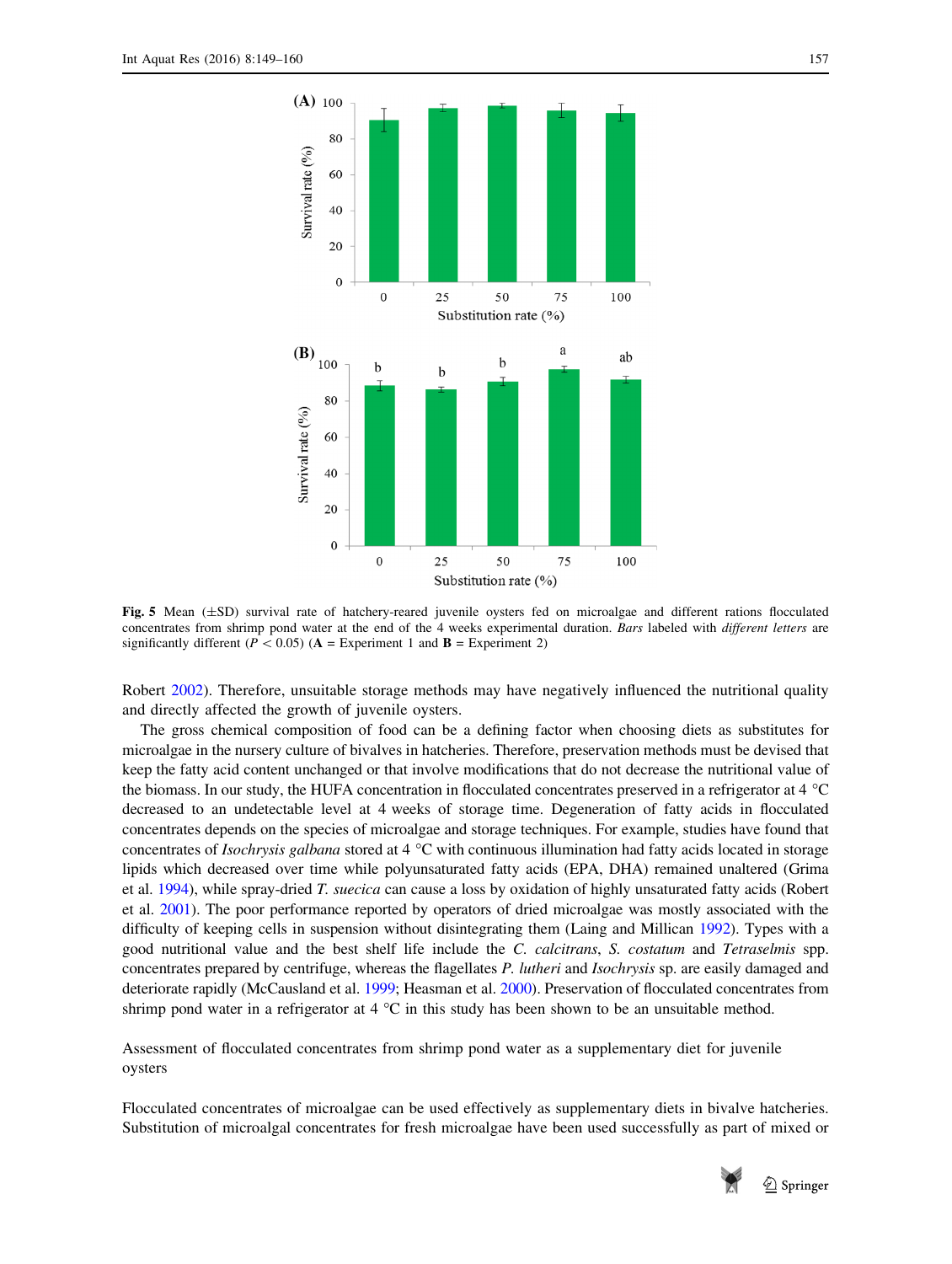Fig. 5 Mean (±SD) survival rate of hatchery-reared juvenile oysters fed on microalgae and different rations flocculated concentrates from shrimp pond water at the end of the 4 weeks experimental duration. *Bars* labeled with *different letters* are significantly different ($P < 0.05$) (**A** = Experiment 1 and **B** = Experiment 2)

Robert 2002). Therefore, unsuitable storage methods may have negatively influenced the nutritional quality and directly affected the growth of juvenile oysters.

The gross chemical composition of food can be a defining factor when choosing diets as substitutes for microalgae in the nursery culture of bivalves in hatcheries. Therefore, preservation methods must be devised that keep the fatty acid content unchanged or that involve modifications that do not decrease the nutritional value of the biomass. In our study, the HUFA concentration in flocculated concentrates preserved in a refrigerator at 4 °C decreased to an undetectable level at 4 weeks of storage time. Degeneration of fatty acids in flocculated concentrates depends on the species of microalgae and storage techniques. For example, studies have found that concentrates of *Isochrysis galbana* stored at 4 °C with continuous illumination had fatty acids located in storage lipids which decreased over time while polyunsaturated fatty acids (EPA, DHA) remained unaltered (Grima et al. 1994), while spray-dried *T. suecica* can cause a loss by oxidation of highly unsaturated fatty acids (Robert et al. 2001). The poor performance reported by operators of dried microalgae was mostly associated with the difficulty of keeping cells in suspension without disintegrating them (Laing and Millican 1992). Types with a good nutritional value and the best shelf life include the *C. calcitrans*, *S. costatum* and *Tetraselmis* spp. concentrates prepared by centrifuge, whereas the flagellates *P. lutheri* and *Isochrysis* sp. are easily damaged and deteriorate rapidly (McCausland et al. 1999; Heasman et al. 2000). Preservation of flocculated concentrates from shrimp pond water in a refrigerator at 4 °C in this study has been shown to be an unsuitable method.

### Assessment of flocculated concentrates from shrimp pond water as a supplementary diet for juvenile oysters

Flocculated concentrates of microalgae can be used effectively as supplementary diets in bivalve hatcheries. Substitution of microalgal concentrates for fresh microalgae have been used successfully as part of mixed or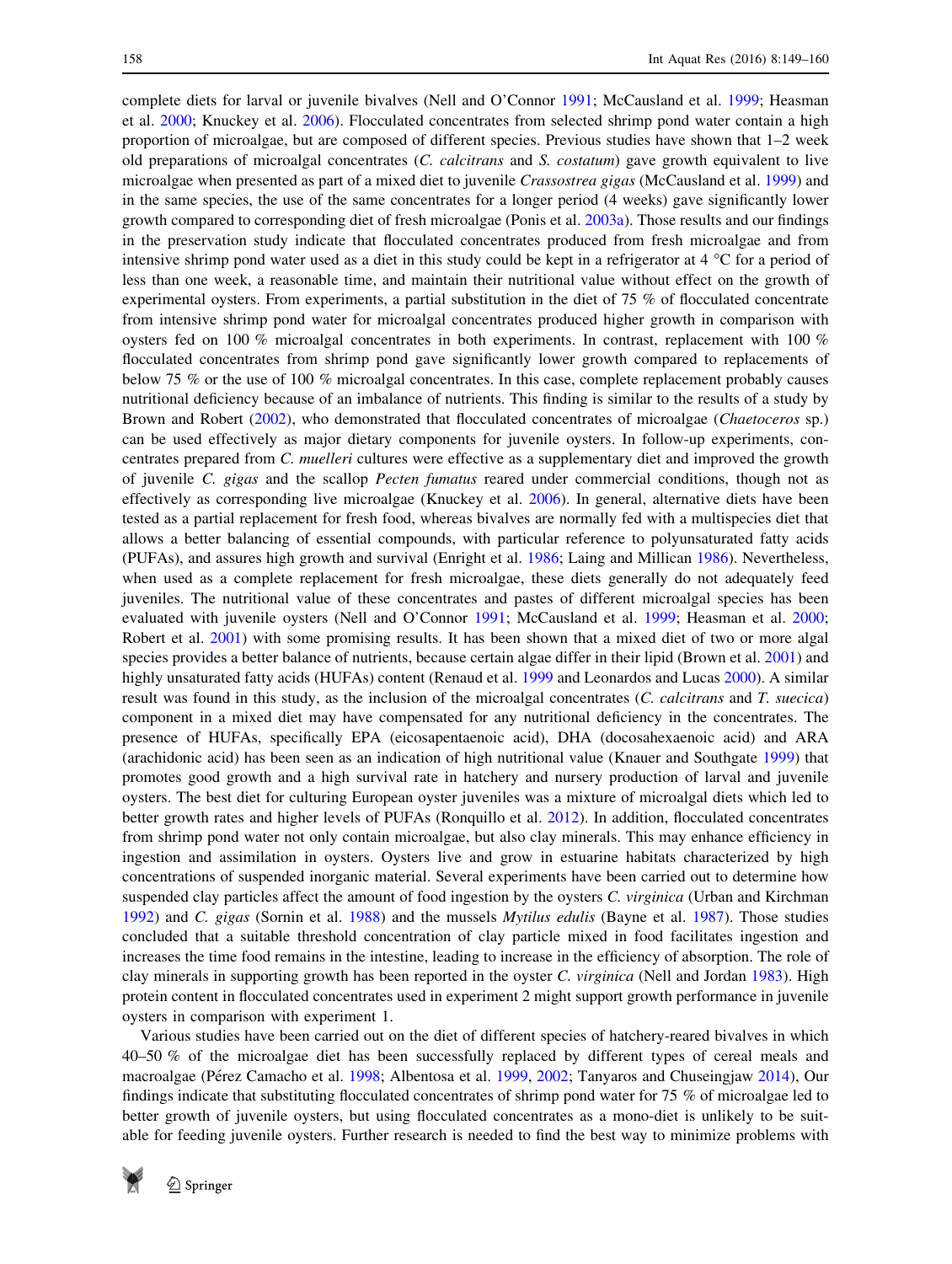complete diets for larval or juvenile bivalves (Nell and O'Connor 1991; McCausland et al. 1999; Heasman et al. 2000; Knuckey et al. 2006). Flocculated concentrates from selected shrimp pond water contain a high proportion of microalgae, but are composed of different species. Previous studies have shown that 1–2 week old preparations of microalgal concentrates (*C. calcitrans* and *S. costatum*) gave growth equivalent to live microalgae when presented as part of a mixed diet to juvenile *Crassostrea gigas* (McCausland et al. 1999) and in the same species, the use of the same concentrates for a longer period (4 weeks) gave significantly lower growth compared to corresponding diet of fresh microalgae (Ponis et al. 2003a). Those results and our findings in the preservation study indicate that flocculated concentrates produced from fresh microalgae and from intensive shrimp pond water used as a diet in this study could be kept in a refrigerator at 4 °C for a period of less than one week, a reasonable time, and maintain their nutritional value without effect on the growth of experimental oysters. From experiments, a partial substitution in the diet of 75 % of flocculated concentrate from intensive shrimp pond water for microalgal concentrates produced higher growth in comparison with oysters fed on 100 % microalgal concentrates in both experiments. In contrast, replacement with 100 % flocculated concentrates from shrimp pond gave significantly lower growth compared to replacements of below 75 % or the use of 100 % microalgal concentrates. In this case, complete replacement probably causes nutritional deficiency because of an imbalance of nutrients. This finding is similar to the results of a study by Brown and Robert (2002), who demonstrated that flocculated concentrates of microalgae (*Chaetoceros* sp.) can be used effectively as major dietary components for juvenile oysters. In follow-up experiments, concentrates prepared from *C. muelleri* cultures were effective as a supplementary diet and improved the growth of juvenile *C. gigas* and the scallop *Pecten fumatus* reared under commercial conditions, though not as effectively as corresponding live microalgae (Knuckey et al. 2006). In general, alternative diets have been tested as a partial replacement for fresh food, whereas bivalves are normally fed with a multispecies diet that allows a better balancing of essential compounds, with particular reference to polyunsaturated fatty acids (PUFAs), and assures high growth and survival (Enright et al. 1986; Laing and Millican 1986). Nevertheless, when used as a complete replacement for fresh microalgae, these diets generally do not adequately feed juveniles. The nutritional value of these concentrates and pastes of different microalgal species has been evaluated with juvenile oysters (Nell and O'Connor 1991; McCausland et al. 1999; Heasman et al. 2000; Robert et al. 2001) with some promising results. It has been shown that a mixed diet of two or more algal species provides a better balance of nutrients, because certain algae differ in their lipid (Brown et al. 2001) and highly unsaturated fatty acids (HUFAs) content (Renaud et al. 1999 and Leonardos and Lucas 2000). A similar result was found in this study, as the inclusion of the microalgal concentrates (*C. calcitrans* and *T. suecica*) component in a mixed diet may have compensated for any nutritional deficiency in the concentrates. The presence of HUFAs, specifically EPA (eicosapentaenoic acid), DHA (docosahexaenoic acid) and ARA (arachidonic acid) has been seen as an indication of high nutritional value (Knauer and Southgate 1999) that promotes good growth and a high survival rate in hatchery and nursery production of larval and juvenile oysters. The best diet for culturing European oyster juveniles was a mixture of microalgal diets which led to better growth rates and higher levels of PUFAs (Ronquillo et al. 2012). In addition, flocculated concentrates from shrimp pond water not only contain microalgae, but also clay minerals. This may enhance efficiency in ingestion and assimilation in oysters. Oysters live and grow in estuarine habitats characterized by high concentrations of suspended inorganic material. Several experiments have been carried out to determine how suspended clay particles affect the amount of food ingestion by the oysters *C. virginica* (Urban and Kirchman 1992) and *C. gigas* (Sornin et al. 1988) and the mussels *Mytilus edulis* (Bayne et al. 1987). Those studies concluded that a suitable threshold concentration of clay particle mixed in food facilitates ingestion and increases the time food remains in the intestine, leading to increase in the efficiency of absorption. The role of clay minerals in supporting growth has been reported in the oyster *C. virginica* (Nell and Jordan 1983). High protein content in flocculated concentrates used in experiment 2 might support growth performance in juvenile oysters in comparison with experiment 1.

Various studies have been carried out on the diet of different species of hatchery-reared bivalves in which 40–50 % of the microalgae diet has been successfully replaced by different types of cereal meals and macroalgae (Pérez Camacho et al. 1998; Albentosa et al. 1999, 2002; Tanyaros and Chuseingjaw 2014), Our findings indicate that substituting flocculated concentrates of shrimp pond water for 75 % of microalgae led to better growth of juvenile oysters, but using flocculated concentrates as a mono-diet is unlikely to be suitable for feeding juvenile oysters. Further research is needed to find the best way to minimize problems with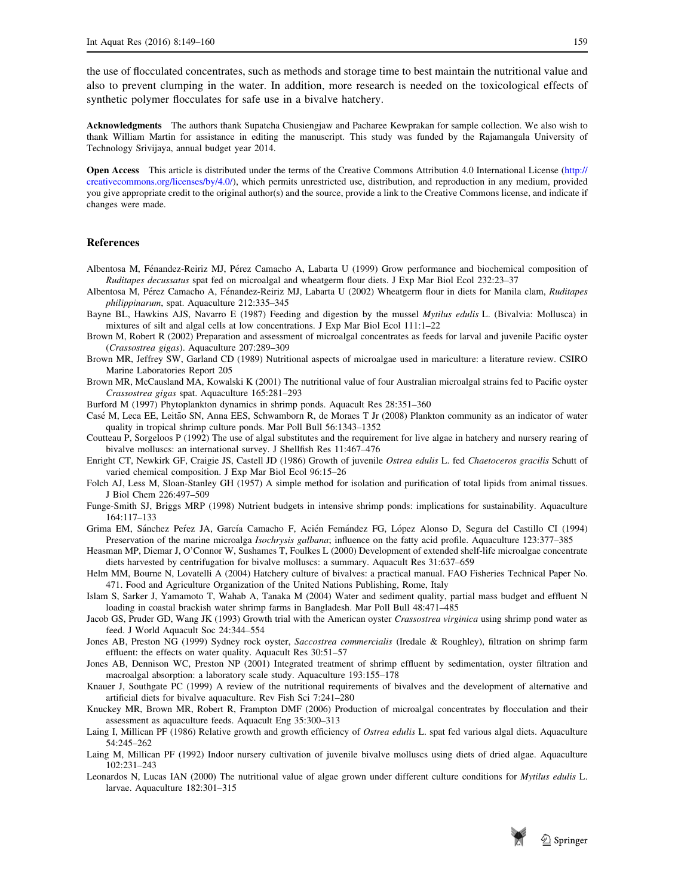the use of flocculated concentrates, such as methods and storage time to best maintain the nutritional value and also to prevent clumping in the water. In addition, more research is needed on the toxicological effects of synthetic polymer flocculates for safe use in a bivalve hatchery.

**Acknowledgments** The authors thank Supatcha Chusiengjaw and Pacharee Kewprakan for sample collection. We also wish to thank William Martin for assistance in editing the manuscript. This study was funded by the Rajamangala University of Technology Srivijaya, annual budget year 2014.

**Open Access** This article is distributed under the terms of the Creative Commons Attribution 4.0 International License (http://creativecommons.org/licenses/by/4.0/), which permits unrestricted use, distribution, and reproduction in any medium, provided you give appropriate credit to the original author(s) and the source, provide a link to the Creative Commons license, and indicate if changes were made.

## References

Albentosa M, Fénandez-Reiriz MJ, Pérez Camacho A, Labarta U (1999) Grow performance and biochemical composition of *Ruditapes decussatus* spat fed on microalgal and wheatgerm flour diets. J Exp Mar Biol Ecol 232:23–37

Albentosa M, Pérez Camacho A, Fénandez-Reiriz MJ, Labarta U (2002) Wheatgerm flour in diets for Manila clam, *Ruditapes philippinarum*, spat. Aquaculture 212:335–345

Bayne BL, Hawkins AJS, Navarro E (1987) Feeding and digestion by the mussel *Mytilus edulis* L. (Bivalvia: Mollusca) in mixtures of silt and algal cells at low concentrations. J Exp Mar Biol Ecol 111:1–22

Brown M, Robert R (2002) Preparation and assessment of microalgal concentrates as feeds for larval and juvenile Pacific oyster (*Crassostrea gigas*). Aquaculture 207:289–309

Brown MR, Jeffrey SW, Garland CD (1989) Nutritional aspects of microalgae used in mariculture: a literature review. CSIRO Marine Laboratories Report 205

Brown MR, McCausland MA, Kowalski K (2001) The nutritional value of four Australian microalgal strains fed to Pacific oyster *Crassostrea gigas* spat. Aquaculture 165:281–293

Burford M (1997) Phytoplankton dynamics in shrimp ponds. Aquacult Res 28:351–360

Casé M, Leca EE, Leitão SN, Anna EES, Schwamborn R, de Moraes T Jr (2008) Plankton community as an indicator of water quality in tropical shrimp culture ponds. Mar Poll Bull 56:1343–1352

Coutteau P, Sorgeloos P (1992) The use of algal substitutes and the requirement for live algae in hatchery and nursery rearing of bivalve molluscs: an international survey. J Shellfish Res 11:467–476

Enright CT, Newkirk GF, Craigie JS, Castell JD (1986) Growth of juvenile *Ostrea edulis* L. fed *Chaetoceros gracilis* Schutt of varied chemical composition. J Exp Mar Biol Ecol 96:15–26

Folch AJ, Less M, Sloan-Stanley GH (1957) A simple method for isolation and purification of total lipids from animal tissues. J Biol Chem 226:497–509

Funge-Smith SJ, Briggs MRP (1998) Nutrient budgets in intensive shrimp ponds: implications for sustainability. Aquaculture 164:117–133

Grima EM, Sánchez Peŕez JA, García Camacho F, Acién Femández FG, López Alonso D, Segura del Castillo CI (1994) Preservation of the marine microalga *Isochrysis galbana*; influence on the fatty acid profile. Aquaculture 123:377–385

Heasman MP, Diemar J, O'Connor W, Sushames T, Foulkes L (2000) Development of extended shelf-life microalgae concentrate diets harvested by centrifugation for bivalve molluscs: a summary. Aquacult Res 31:637–659

Helm MM, Bourne N, Lovatelli A (2004) Hatchery culture of bivalves: a practical manual. FAO Fisheries Technical Paper No. 471. Food and Agriculture Organization of the United Nations Publishing, Rome, Italy

Islam S, Sarker J, Yamamoto T, Wahab A, Tanaka M (2004) Water and sediment quality, partial mass budget and effluent N loading in coastal brackish water shrimp farms in Bangladesh. Mar Poll Bull 48:471–485

Jacob GS, Pruder GD, Wang JK (1993) Growth trial with the American oyster *Crassostrea virginica* using shrimp pond water as feed. J World Aquacult Soc 24:344–554

Jones AB, Preston NG (1999) Sydney rock oyster, *Saccostrea commercialis* (Iredale & Roughley), filtration on shrimp farm effluent: the effects on water quality. Aquacult Res 30:51–57

Jones AB, Dennison WC, Preston NP (2001) Integrated treatment of shrimp effluent by sedimentation, oyster filtration and macroalgal absorption: a laboratory scale study. Aquaculture 193:155–178

Knauer J, Southgate PC (1999) A review of the nutritional requirements of bivalves and the development of alternative and artificial diets for bivalve aquaculture. Rev Fish Sci 7:241–280

Knuckey MR, Brown MR, Robert R, Frampton DMF (2006) Production of microalgal concentrates by flocculation and their assessment as aquaculture feeds. Aquacult Eng 35:300–313

Laing I, Millican PF (1986) Relative growth and growth efficiency of *Ostrea edulis* L. spat fed various algal diets. Aquaculture 54:245–262

Laing M, Millican PF (1992) Indoor nursery cultivation of juvenile bivalve molluscs using diets of dried algae. Aquaculture 102:231–243

Leonardos N, Lucas IAN (2000) The nutritional value of algae grown under different culture conditions for *Mytilus edulis* L. larvae. Aquaculture 182:301–315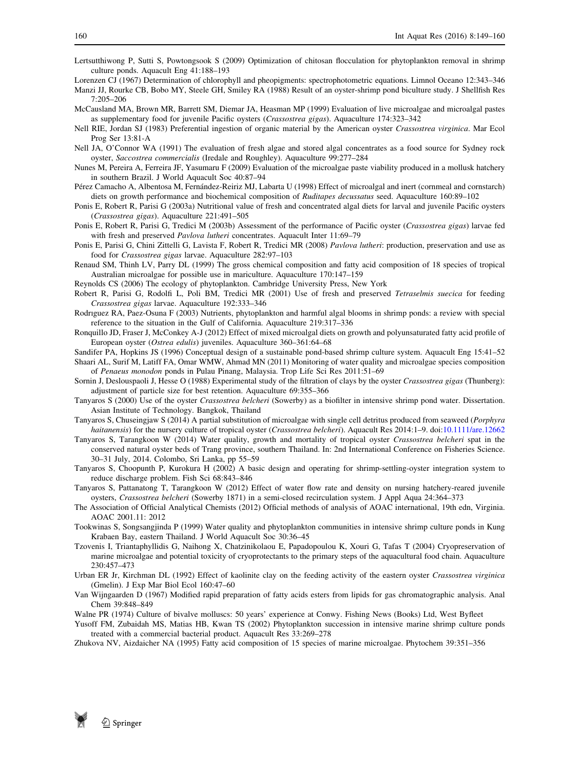Lertsutthiwong P, Sutti S, Powtongsook S (2009) Optimization of chitosan flocculation for phytoplankton removal in shrimp culture ponds. Aquacult Eng 41:188–193

Lorenzen CJ (1967) Determination of chlorophyll and pheopigments: spectrophotometric equations. Limnol Oceano 12:343–346

Manzi JJ, Rourke CB, Bobo MY, Steele GH, Smiley RA (1988) Result of an oyster-shrimp pond biculture study. J Shellfish Res 7:205–206

McCausland MA, Brown MR, Barrett SM, Diemar JA, Heasman MP (1999) Evaluation of live microalgae and microalgal pastes as supplementary food for juvenile Pacific oysters (*Crassostrea gigas*). Aquaculture 174:323–342

Nell RIE, Jordan SJ (1983) Preferential ingestion of organic material by the American oyster *Crassostrea virginica*. Mar Ecol Prog Ser 13:81-A

Nell JA, O'Connor WA (1991) The evaluation of fresh algae and stored algal concentrates as a food source for Sydney rock oyster, *Saccostrea commercialis* (Iredale and Roughley). Aquaculture 99:277–284

Nunes M, Pereira A, Ferreira JF, Yasumaru F (2009) Evaluation of the microalgae paste viability produced in a mollusk hatchery in southern Brazil. J World Aquacult Soc 40:87–94

Pérez Camacho A, Albentosa M, Fernández-Reiriz MJ, Labarta U (1998) Effect of microalgal and inert (cornmeal and cornstarch) diets on growth performance and biochemical composition of *Ruditapes decussatus* seed. Aquaculture 160:89–102

Ponis E, Robert R, Parisi G (2003a) Nutritional value of fresh and concentrated algal diets for larval and juvenile Pacific oysters (*Crassostrea gigas*). Aquaculture 221:491–505

Ponis E, Robert R, Parisi G, Tredici M (2003b) Assessment of the performance of Pacific oyster (*Crassostrea gigas*) larvae fed with fresh and preserved *Pavlova lutheri* concentrates. Aquacult Inter 11:69–79

Ponis E, Parisi G, Chini Zittelli G, Lavista F, Robert R, Tredici MR (2008) *Pavlova lutheri*: production, preservation and use as food for *Crassostrea gigas* larvae. Aquaculture 282:97–103

Renaud SM, Thinh LV, Parry DL (1999) The gross chemical composition and fatty acid composition of 18 species of tropical Australian microalgae for possible use in mariculture. Aquaculture 170:147–159

Reynolds CS (2006) The ecology of phytoplankton. Cambridge University Press, New York

Robert R, Parisi G, Rodolfi L, Poli BM, Tredici MR (2001) Use of fresh and preserved *Tetraselmis suecica* for feeding *Crassostrea gigas* larvae. Aquaculture 192:333–346

Rodrıguez RA, Paez-Osuna F (2003) Nutrients, phytoplankton and harmful algal blooms in shrimp ponds: a review with special reference to the situation in the Gulf of California. Aquaculture 219:317–336

Ronquillo JD, Fraser J, McConkey A-J (2012) Effect of mixed microalgal diets on growth and polyunsaturated fatty acid profile of European oyster (*Ostrea edulis*) juveniles. Aquaculture 360–361:64–68

Sandifer PA, Hopkins JS (1996) Conceptual design of a sustainable pond-based shrimp culture system. Aquacult Eng 15:41–52

Shaari AL, Surif M, Latiff FA, Omar WMW, Ahmad MN (2011) Monitoring of water quality and microalgae species composition of *Penaeus monodon* ponds in Pulau Pinang, Malaysia. Trop Life Sci Res 2011:51–69

Sornin J, Deslouspaoli J, Hesse O (1988) Experimental study of the filtration of clays by the oyster *Crassostrea gigas* (Thunberg): adjustment of particle size for best retention. Aquaculture 69:355–366

Tanyaros S (2000) Use of the oyster *Crassostrea belcheri* (Sowerby) as a biofilter in intensive shrimp pond water. Dissertation. Asian Institute of Technology. Bangkok, Thailand

Tanyaros S, Chuseingjaw S (2014) A partial substitution of microalgae with single cell detritus produced from seaweed (*Porphyra haitanensis*) for the nursery culture of tropical oyster (*Crassostrea belcheri*). Aquacult Res 2014:1–9. doi:10.1111/are.12662

Tanyaros S, Tarangkoon W (2014) Water quality, growth and mortality of tropical oyster *Crassostrea belcheri* spat in the conserved natural oyster beds of Trang province, southern Thailand. In: 2nd International Conference on Fisheries Science. 30–31 July, 2014. Colombo, Sri Lanka, pp 55–59

Tanyaros S, Choopunth P, Kurokura H (2002) A basic design and operating for shrimp-settling-oyster integration system to reduce discharge problem. Fish Sci 68:843–846

Tanyaros S, Pattanatong T, Tarangkoon W (2012) Effect of water flow rate and density on nursing hatchery-reared juvenile oysters, *Crassostrea belcheri* (Sowerby 1871) in a semi-closed recirculation system. J Appl Aqua 24:364–373

The Association of Official Analytical Chemists (2012) Official methods of analysis of AOAC international, 19th edn, Virginia. AOAC 2001.11: 2012

Tookwinas S, Songsangjinda P (1999) Water quality and phytoplankton communities in intensive shrimp culture ponds in Kung Krabaen Bay, eastern Thailand. J World Aquacult Soc 30:36–45

Tzovenis I, Triantaphyllidis G, Naihong X, Chatzinikolaou E, Papadopoulou K, Xouri G, Tafas T (2004) Cryopreservation of marine microalgae and potential toxicity of cryoprotectants to the primary steps of the aquacultural food chain. Aquaculture 230:457–473

Urban ER Jr, Kirchman DL (1992) Effect of kaolinite clay on the feeding activity of the eastern oyster *Crassostrea virginica* (Gmelin). J Exp Mar Biol Ecol 160:47–60

Van Wijngaarden D (1967) Modified rapid preparation of fatty acids esters from lipids for gas chromatographic analysis. Anal Chem 39:848–849

Walne PR (1974) Culture of bivalve molluscs: 50 years' experience at Conwy. Fishing News (Books) Ltd, West Byfleet

Yusoff FM, Zubaidah MS, Matias HB, Kwan TS (2002) Phytoplankton succession in intensive marine shrimp culture ponds treated with a commercial bacterial product. Aquacult Res 33:269–278

Zhukova NV, Aizdaicher NA (1995) Fatty acid composition of 15 species of marine microalgae. Phytochem 39:351–356